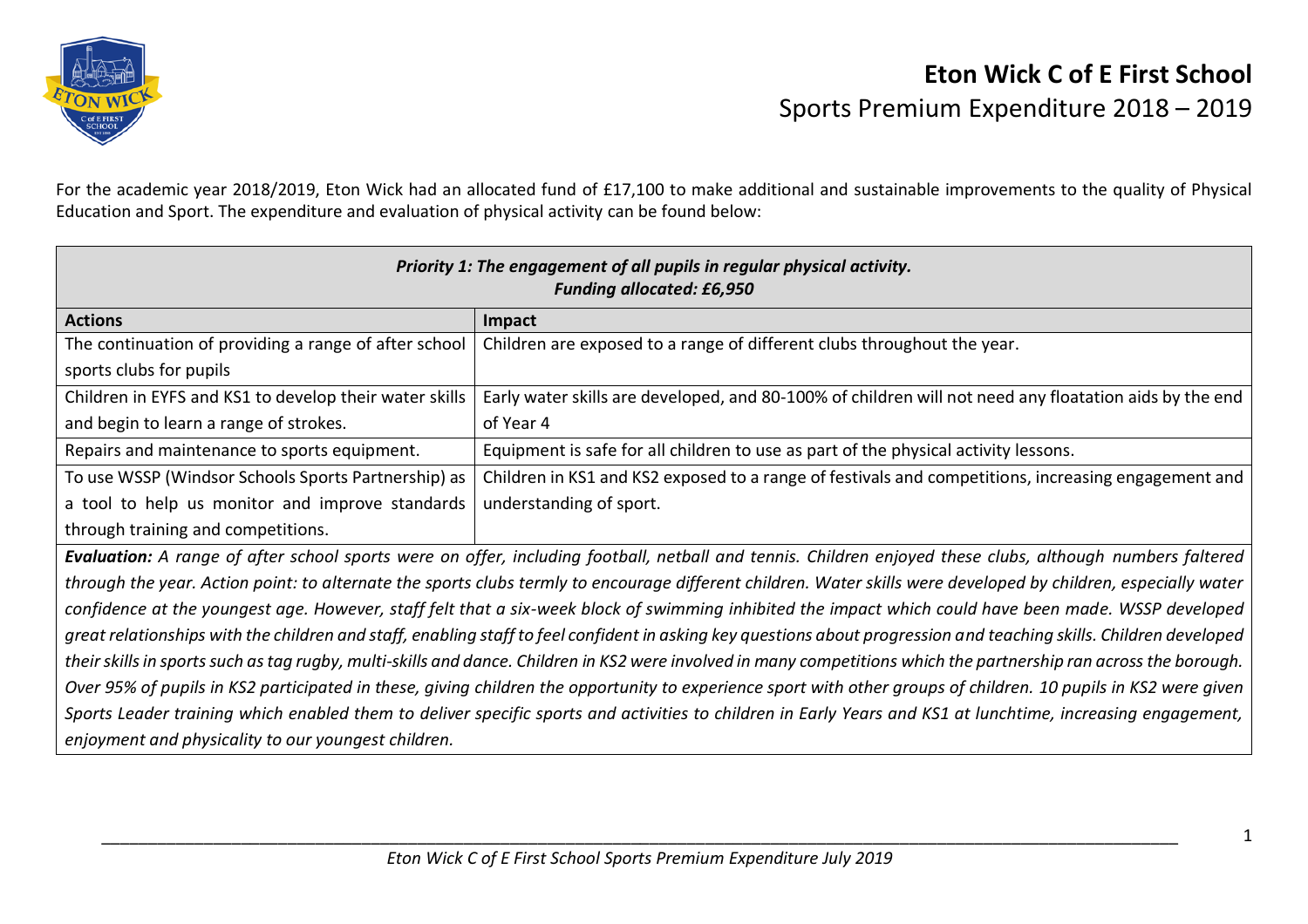# Eton Wick C of E First School

## Sports Premium Expenditure 2018 – 2019

For the academic year 2018/2019, Eton Wick had an allocated fund of £17,100 to make additional and sustainable improvements to the quality of Physical Education and Sport. The expenditure and evaluation of physical activity can be found below:

| ***Priority 1: The engagement of all pupils in regular physical activity.<br>Funding allocated: £6,950*** | |
|---|---|
| **Actions** | **Impact** |
| The continuation of providing a range of after school sports clubs for pupils | Children are exposed to a range of different clubs throughout the year. |
| Children in EYFS and KS1 to develop their water skills and begin to learn a range of strokes. | Early water skills are developed, and 80-100% of children will not need any floatation aids by the end of Year 4 |
| Repairs and maintenance to sports equipment. | Equipment is safe for all children to use as part of the physical activity lessons. |
| To use WSSP (Windsor Schools Sports Partnership) as a tool to help us monitor and improve standards through training and competitions. | Children in KS1 and KS2 exposed to a range of festivals and competitions, increasing engagement and understanding of sport. |
| ***Evaluation:*** *A range of after school sports were on offer, including football, netball and tennis. Children enjoyed these clubs, although numbers faltered through the year. Action point: to alternate the sports clubs termly to encourage different children. Water skills were developed by children, especially water confidence at the youngest age. However, staff felt that a six-week block of swimming inhibited the impact which could have been made. WSSP developed great relationships with the children and staff, enabling staff to feel confident in asking key questions about progression and teaching skills. Children developed their skills in sports such as tag rugby, multi-skills and dance. Children in KS2 were involved in many competitions which the partnership ran across the borough. Over 95% of pupils in KS2 participated in these, giving children the opportunity to experience sport with other groups of children. 10 pupils in KS2 were given Sports Leader training which enabled them to deliver specific sports and activities to children in Early Years and KS1 at lunchtime, increasing engagement, enjoyment and physicality to our youngest children.* | |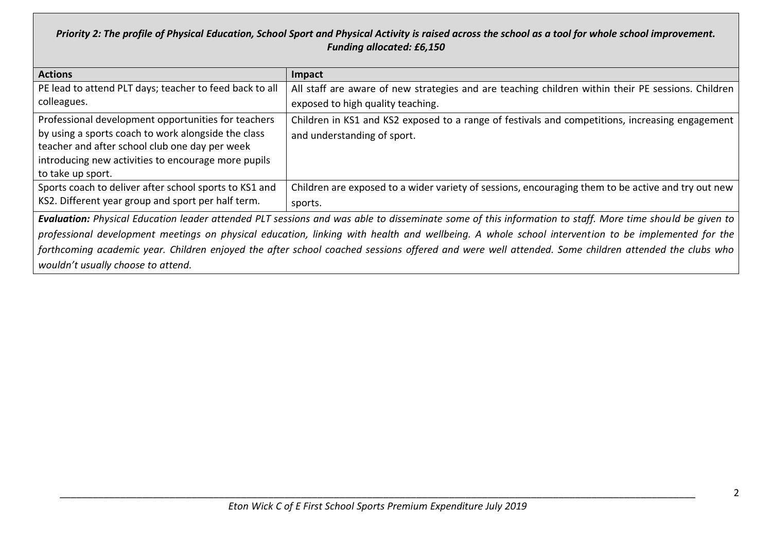***Priority 2: The profile of Physical Education, School Sport and Physical Activity is raised across the school as a tool for whole school improvement.***
***Funding allocated: £6,150***

| Actions | Impact |
|---|---|
| PE lead to attend PLT days; teacher to feed back to all colleagues. | All staff are aware of new strategies and are teaching children within their PE sessions. Children exposed to high quality teaching. |
| Professional development opportunities for teachers by using a sports coach to work alongside the class teacher and after school club one day per week introducing new activities to encourage more pupils to take up sport. | Children in KS1 and KS2 exposed to a range of festivals and competitions, increasing engagement and understanding of sport. |
| Sports coach to deliver after school sports to KS1 and KS2. Different year group and sport per half term. | Children are exposed to a wider variety of sessions, encouraging them to be active and try out new sports. |

***Evaluation:*** *Physical Education leader attended PLT sessions and was able to disseminate some of this information to staff. More time should be given to professional development meetings on physical education, linking with health and wellbeing. A whole school intervention to be implemented for the forthcoming academic year. Children enjoyed the after school coached sessions offered and were well attended. Some children attended the clubs who wouldn't usually choose to attend.*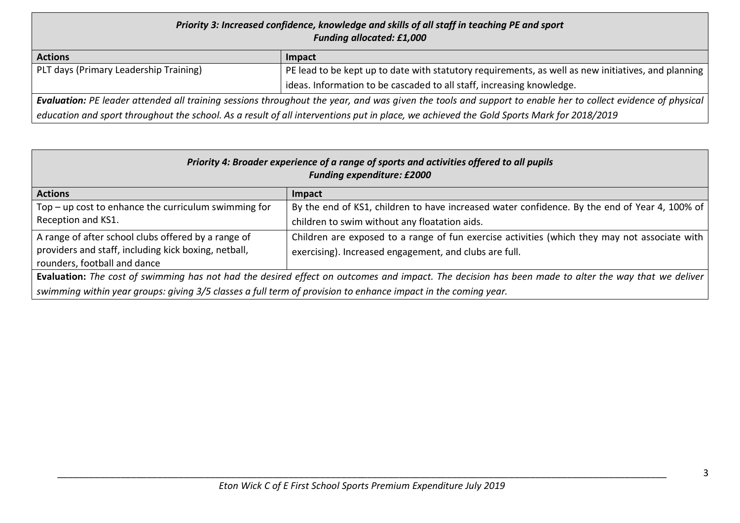| ***Priority 3: Increased confidence, knowledge and skills of all staff in teaching PE and sport***<br>***Funding allocated: £1,000*** | |
|---|---|
| **Actions** | **Impact** |
| PLT days (Primary Leadership Training) | PE lead to be kept up to date with statutory requirements, as well as new initiatives, and planning ideas. Information to be cascaded to all staff, increasing knowledge. |
| ***Evaluation:*** *PE leader attended all training sessions throughout the year, and was given the tools and support to enable her to collect evidence of physical education and sport throughout the school. As a result of all interventions put in place, we achieved the Gold Sports Mark for 2018/2019* | |

| ***Priority 4: Broader experience of a range of sports and activities offered to all pupils***<br>***Funding expenditure: £2000*** | |
|---|---|
| **Actions** | **Impact** |
| Top – up cost to enhance the curriculum swimming for Reception and KS1. | By the end of KS1, children to have increased water confidence. By the end of Year 4, 100% of children to swim without any floatation aids. |
| A range of after school clubs offered by a range of providers and staff, including kick boxing, netball, rounders, football and dance | Children are exposed to a range of fun exercise activities (which they may not associate with exercising). Increased engagement, and clubs are full. |
| **Evaluation:** *The cost of swimming has not had the desired effect on outcomes and impact. The decision has been made to alter the way that we deliver swimming within year groups: giving 3/5 classes a full term of provision to enhance impact in the coming year.* | |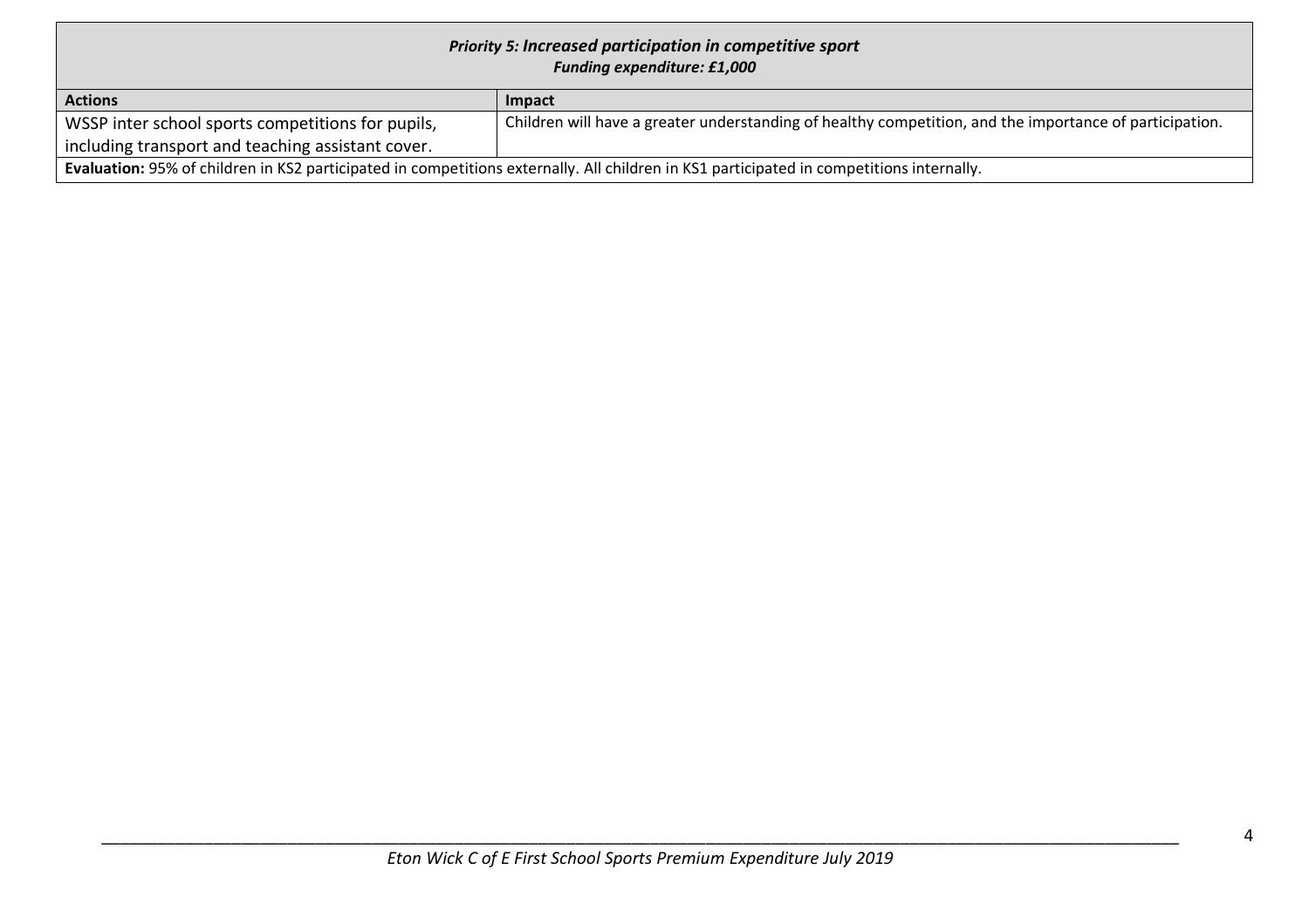| *Priority 5: Increased participation in competitive sport*<br>*Funding expenditure: £1,000* | |
|---|---|
| **Actions** | **Impact** |
| WSSP inter school sports competitions for pupils, including transport and teaching assistant cover. | Children will have a greater understanding of healthy competition, and the importance of participation. |
| **Evaluation:** 95% of children in KS2 participated in competitions externally. All children in KS1 participated in competitions internally. | |